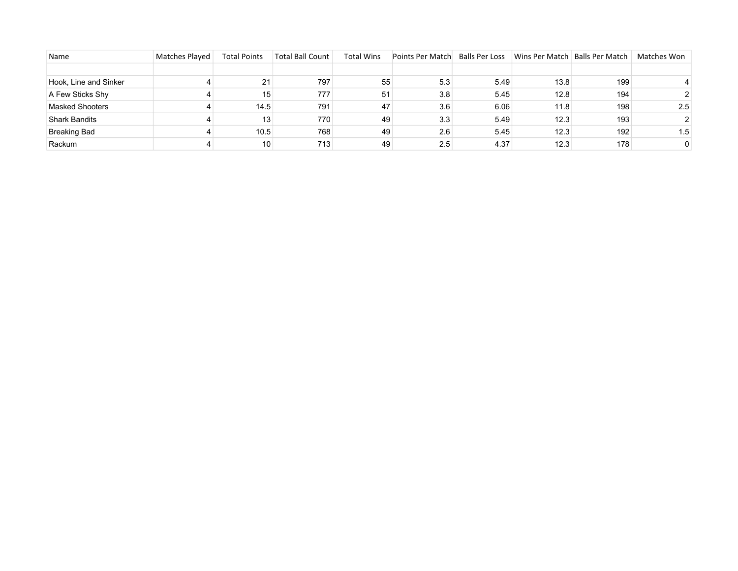| Name | Matches Played | Total Points | Total Ball Count | Total Wins | Points Per Match | Balls Per Loss | Wins Per Match | Balls Per Match | Matches Won |
|---|---|---|---|---|---|---|---|---|---|
| | | | | | | | | | |
| Hook, Line and Sinker | 4 | 21 | 797 | 55 | 5.3 | 5.49 | 13.8 | 199 | 4 |
| A Few Sticks Shy | 4 | 15 | 777 | 51 | 3.8 | 5.45 | 12.8 | 194 | 2 |
| Masked Shooters | 4 | 14.5 | 791 | 47 | 3.6 | 6.06 | 11.8 | 198 | 2.5 |
| Shark Bandits | 4 | 13 | 770 | 49 | 3.3 | 5.49 | 12.3 | 193 | 2 |
| Breaking Bad | 4 | 10.5 | 768 | 49 | 2.6 | 5.45 | 12.3 | 192 | 1.5 |
| Rackum | 4 | 10 | 713 | 49 | 2.5 | 4.37 | 12.3 | 178 | 0 |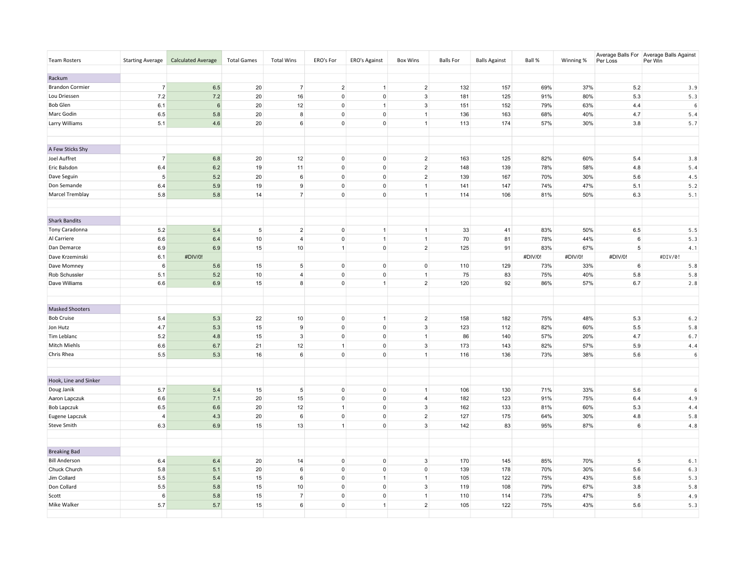| Team Rosters | Starting Average | Calculated Average | Total Games | Total Wins | ERO's For | ERO's Against | Box Wins | Balls For | Balls Against | Ball % | Winning % | Average Balls For Per Loss | Average Balls Against Per Win |
|---|---|---|---|---|---|---|---|---|---|---|---|---|---|
| | | | | | | | | | | | | | |
| Rackum | | | | | | | | | | | | | |
| Brandon Cormier | 7 | 6.5 | 20 | 7 | 2 | 1 | 2 | 132 | 157 | 69% | 37% | 5.2 | 3.9 |
| Lou Driessen | 7.2 | 7.2 | 20 | 16 | 0 | 0 | 3 | 181 | 125 | 91% | 80% | 5.3 | 5.3 |
| Bob Glen | 6.1 | 6 | 20 | 12 | 0 | 1 | 3 | 151 | 152 | 79% | 63% | 4.4 | 6 |
| Marc Godin | 6.5 | 5.8 | 20 | 8 | 0 | 0 | 1 | 136 | 163 | 68% | 40% | 4.7 | 5.4 |
| Larry Williams | 5.1 | 4.6 | 20 | 6 | 0 | 0 | 1 | 113 | 174 | 57% | 30% | 3.8 | 5.7 |
| | | | | | | | | | | | | | |
| | | | | | | | | | | | | | |
| A Few Sticks Shy | | | | | | | | | | | | | |
| Joel Auffret | 7 | 6.8 | 20 | 12 | 0 | 0 | 2 | 163 | 125 | 82% | 60% | 5.4 | 3.8 |
| Eric Balsdon | 6.4 | 6.2 | 19 | 11 | 0 | 0 | 2 | 148 | 139 | 78% | 58% | 4.8 | 5.4 |
| Dave Seguin | 5 | 5.2 | 20 | 6 | 0 | 0 | 2 | 139 | 167 | 70% | 30% | 5.6 | 4.5 |
| Don Semande | 6.4 | 5.9 | 19 | 9 | 0 | 0 | 1 | 141 | 147 | 74% | 47% | 5.1 | 5.2 |
| Marcel Tremblay | 5.8 | 5.8 | 14 | 7 | 0 | 0 | 1 | 114 | 106 | 81% | 50% | 6.3 | 5.1 |
| | | | | | | | | | | | | | |
| | | | | | | | | | | | | | |
| Shark Bandits | | | | | | | | | | | | | |
| Tony Caradonna | 5.2 | 5.4 | 5 | 2 | 0 | 1 | 1 | 33 | 41 | 83% | 50% | 6.5 | 5.5 |
| Al Carriere | 6.6 | 6.4 | 10 | 4 | 0 | 1 | 1 | 70 | 81 | 78% | 44% | 6 | 5.3 |
| Dan Demarce | 6.9 | 6.9 | 15 | 10 | 1 | 0 | 2 | 125 | 91 | 83% | 67% | 5 | 4.1 |
| Dave Krzeminski | 6.1 | #DIV/0! | | | | | | | | #DIV/0! | #DIV/0! | #DIV/0! | #DIV/0! |
| Dave Momney | 6 | 5.6 | 15 | 5 | 0 | 0 | 0 | 110 | 129 | 73% | 33% | 6 | 5.8 |
| Rob Schussler | 5.1 | 5.2 | 10 | 4 | 0 | 0 | 1 | 75 | 83 | 75% | 40% | 5.8 | 5.8 |
| Dave Williams | 6.6 | 6.9 | 15 | 8 | 0 | 1 | 2 | 120 | 92 | 86% | 57% | 6.7 | 2.8 |
| | | | | | | | | | | | | | |
| | | | | | | | | | | | | | |
| Masked Shooters | | | | | | | | | | | | | |
| Bob Cruise | 5.4 | 5.3 | 22 | 10 | 0 | 1 | 2 | 158 | 182 | 75% | 48% | 5.3 | 6.2 |
| Jon Hutz | 4.7 | 5.3 | 15 | 9 | 0 | 0 | 3 | 123 | 112 | 82% | 60% | 5.5 | 5.8 |
| Tim Leblanc | 5.2 | 4.8 | 15 | 3 | 0 | 0 | 1 | 86 | 140 | 57% | 20% | 4.7 | 6.7 |
| Mitch Miehls | 6.6 | 6.7 | 21 | 12 | 1 | 0 | 3 | 173 | 143 | 82% | 57% | 5.9 | 4.4 |
| Chris Rhea | 5.5 | 5.3 | 16 | 6 | 0 | 0 | 1 | 116 | 136 | 73% | 38% | 5.6 | 6 |
| | | | | | | | | | | | | | |
| | | | | | | | | | | | | | |
| Hook, Line and Sinker | | | | | | | | | | | | | |
| Doug Janik | 5.7 | 5.4 | 15 | 5 | 0 | 0 | 1 | 106 | 130 | 71% | 33% | 5.6 | 6 |
| Aaron Lapczuk | 6.6 | 7.1 | 20 | 15 | 0 | 0 | 4 | 182 | 123 | 91% | 75% | 6.4 | 4.9 |
| Bob Lapczuk | 6.5 | 6.6 | 20 | 12 | 1 | 0 | 3 | 162 | 133 | 81% | 60% | 5.3 | 4.4 |
| Eugene Lapczuk | 4 | 4.3 | 20 | 6 | 0 | 0 | 2 | 127 | 175 | 64% | 30% | 4.8 | 5.8 |
| Steve Smith | 6.3 | 6.9 | 15 | 13 | 1 | 0 | 3 | 142 | 83 | 95% | 87% | 6 | 4.8 |
| | | | | | | | | | | | | | |
| | | | | | | | | | | | | | |
| Breaking Bad | | | | | | | | | | | | | |
| Bill Anderson | 6.4 | 6.4 | 20 | 14 | 0 | 0 | 3 | 170 | 145 | 85% | 70% | 5 | 6.1 |
| Chuck Church | 5.8 | 5.1 | 20 | 6 | 0 | 0 | 0 | 139 | 178 | 70% | 30% | 5.6 | 6.3 |
| Jim Collard | 5.5 | 5.4 | 15 | 6 | 0 | 1 | 1 | 105 | 122 | 75% | 43% | 5.6 | 5.3 |
| Don Collard | 5.5 | 5.8 | 15 | 10 | 0 | 0 | 3 | 119 | 108 | 79% | 67% | 3.8 | 5.8 |
| Scott | 6 | 5.8 | 15 | 7 | 0 | 0 | 1 | 110 | 114 | 73% | 47% | 5 | 4.9 |
| Mike Walker | 5.7 | 5.7 | 15 | 6 | 0 | 1 | 2 | 105 | 122 | 75% | 43% | 5.6 | 5.3 |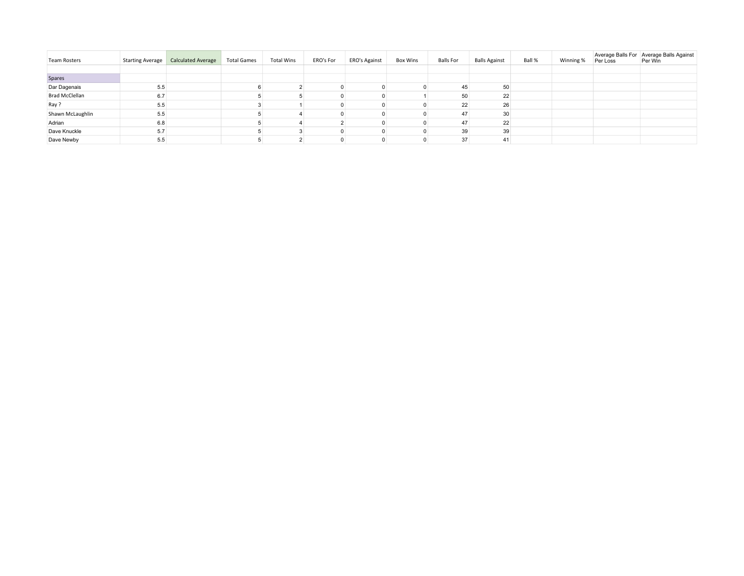| Team Rosters | Starting Average | Calculated Average | Total Games | Total Wins | ERO's For | ERO's Against | Box Wins | Balls For | Balls Against | Ball % | Winning % | Average Balls For Per Loss | Average Balls Against Per Win |
|---|---|---|---|---|---|---|---|---|---|---|---|---|---|
| | | | | | | | | | | | | | |
| Spares | | | | | | | | | | | | | |
| Dar Dagenais | 5.5 | | 6 | 2 | 0 | 0 | 0 | 45 | 50 | | | | |
| Brad McClellan | 6.7 | | 5 | 5 | 0 | 0 | 1 | 50 | 22 | | | | |
| Ray ? | 5.5 | | 3 | 1 | 0 | 0 | 0 | 22 | 26 | | | | |
| Shawn McLaughlin | 5.5 | | 5 | 4 | 0 | 0 | 0 | 47 | 30 | | | | |
| Adrian | 6.8 | | 5 | 4 | 2 | 0 | 0 | 47 | 22 | | | | |
| Dave Knuckle | 5.7 | | 5 | 3 | 0 | 0 | 0 | 39 | 39 | | | | |
| Dave Newby | 5.5 | | 5 | 2 | 0 | 0 | 0 | 37 | 41 | | | | |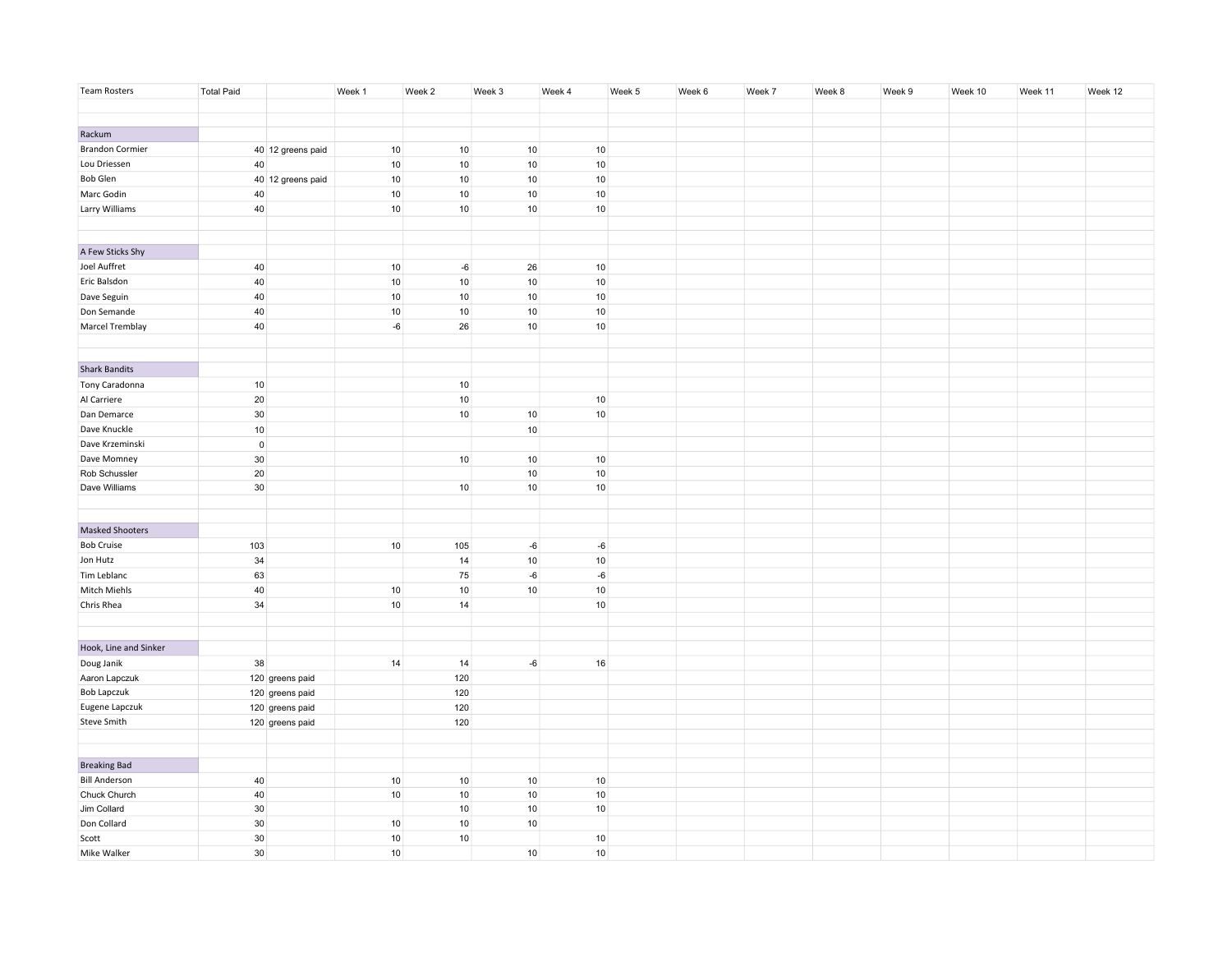| Team Rosters | Total Paid | | Week 1 | Week 2 | Week 3 | Week 4 | Week 5 | Week 6 | Week 7 | Week 8 | Week 9 | Week 10 | Week 11 | Week 12 |
|---|---|---|---|---|---|---|---|---|---|---|---|---|---|---|
| | | | | | | | | | | | | | | |
| | | | | | | | | | | | | | | |
| Rackum | | | | | | | | | | | | | | |
| Brandon Cormier | 40 | 12 greens paid | 10 | 10 | 10 | 10 | | | | | | | | |
| Lou Driessen | 40 | | 10 | 10 | 10 | 10 | | | | | | | | |
| Bob Glen | 40 | 12 greens paid | 10 | 10 | 10 | 10 | | | | | | | | |
| Marc Godin | 40 | | 10 | 10 | 10 | 10 | | | | | | | | |
| Larry Williams | 40 | | 10 | 10 | 10 | 10 | | | | | | | | |
| | | | | | | | | | | | | | | |
| | | | | | | | | | | | | | | |
| A Few Sticks Shy | | | | | | | | | | | | | | |
| Joel Auffret | 40 | | 10 | -6 | 26 | 10 | | | | | | | | |
| Eric Balsdon | 40 | | 10 | 10 | 10 | 10 | | | | | | | | |
| Dave Seguin | 40 | | 10 | 10 | 10 | 10 | | | | | | | | |
| Don Semande | 40 | | 10 | 10 | 10 | 10 | | | | | | | | |
| Marcel Tremblay | 40 | | -6 | 26 | 10 | 10 | | | | | | | | |
| | | | | | | | | | | | | | | |
| | | | | | | | | | | | | | | |
| Shark Bandits | | | | | | | | | | | | | | |
| Tony Caradonna | 10 | | | 10 | | | | | | | | | | |
| Al Carriere | 20 | | | 10 | | 10 | | | | | | | | |
| Dan Demarce | 30 | | | 10 | 10 | 10 | | | | | | | | |
| Dave Knuckle | 10 | | | | 10 | | | | | | | | | |
| Dave Krzeminski | 0 | | | | | | | | | | | | | |
| Dave Momney | 30 | | | 10 | 10 | 10 | | | | | | | | |
| Rob Schussler | 20 | | | | 10 | 10 | | | | | | | | |
| Dave Williams | 30 | | | 10 | 10 | 10 | | | | | | | | |
| | | | | | | | | | | | | | | |
| | | | | | | | | | | | | | | |
| Masked Shooters | | | | | | | | | | | | | | |
| Bob Cruise | 103 | | 10 | 105 | -6 | -6 | | | | | | | | |
| Jon Hutz | 34 | | | 14 | 10 | 10 | | | | | | | | |
| Tim Leblanc | 63 | | | 75 | -6 | -6 | | | | | | | | |
| Mitch Miehls | 40 | | 10 | 10 | 10 | 10 | | | | | | | | |
| Chris Rhea | 34 | | 10 | 14 | | 10 | | | | | | | | |
| | | | | | | | | | | | | | | |
| | | | | | | | | | | | | | | |
| Hook, Line and Sinker | | | | | | | | | | | | | | |
| Doug Janik | 38 | | 14 | 14 | -6 | 16 | | | | | | | | |
| Aaron Lapczuk | 120 | greens paid | | 120 | | | | | | | | | | |
| Bob Lapczuk | 120 | greens paid | | 120 | | | | | | | | | | |
| Eugene Lapczuk | 120 | greens paid | | 120 | | | | | | | | | | |
| Steve Smith | 120 | greens paid | | 120 | | | | | | | | | | |
| | | | | | | | | | | | | | | |
| | | | | | | | | | | | | | | |
| Breaking Bad | | | | | | | | | | | | | | |
| Bill Anderson | 40 | | 10 | 10 | 10 | 10 | | | | | | | | |
| Chuck Church | 40 | | 10 | 10 | 10 | 10 | | | | | | | | |
| Jim Collard | 30 | | | 10 | 10 | 10 | | | | | | | | |
| Don Collard | 30 | | 10 | 10 | 10 | | | | | | | | | |
| Scott | 30 | | 10 | 10 | | 10 | | | | | | | | |
| Mike Walker | 30 | | 10 | | 10 | 10 | | | | | | | | |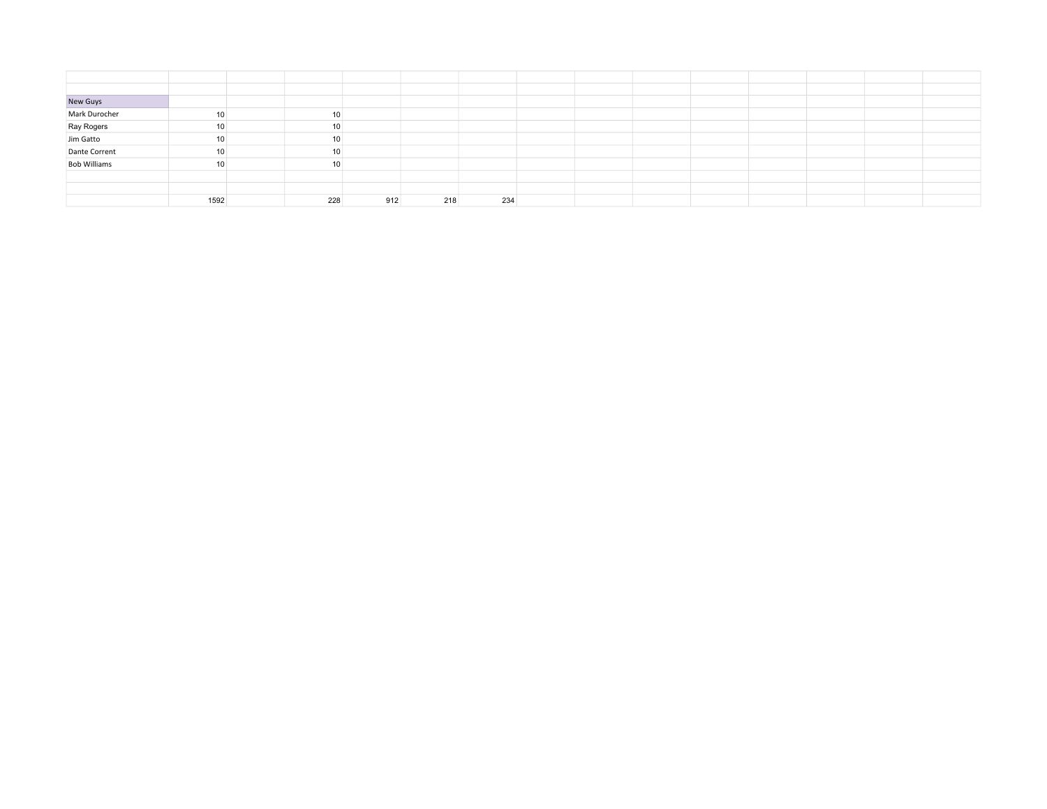| | | | | | | |
|---|---|---|---|---|---|---|
| | | | | | | |
| | | | | | | |
| New Guys | | | | | | |
| Mark Durocher | 10 | | 10 | | | |
| Ray Rogers | 10 | | 10 | | | |
| Jim Gatto | 10 | | 10 | | | |
| Dante Corrent | 10 | | 10 | | | |
| Bob Williams | 10 | | 10 | | | |
| | | | | | | |
| | | | | | | |
| | 1592 | | 228 | 912 | 218 | 234 |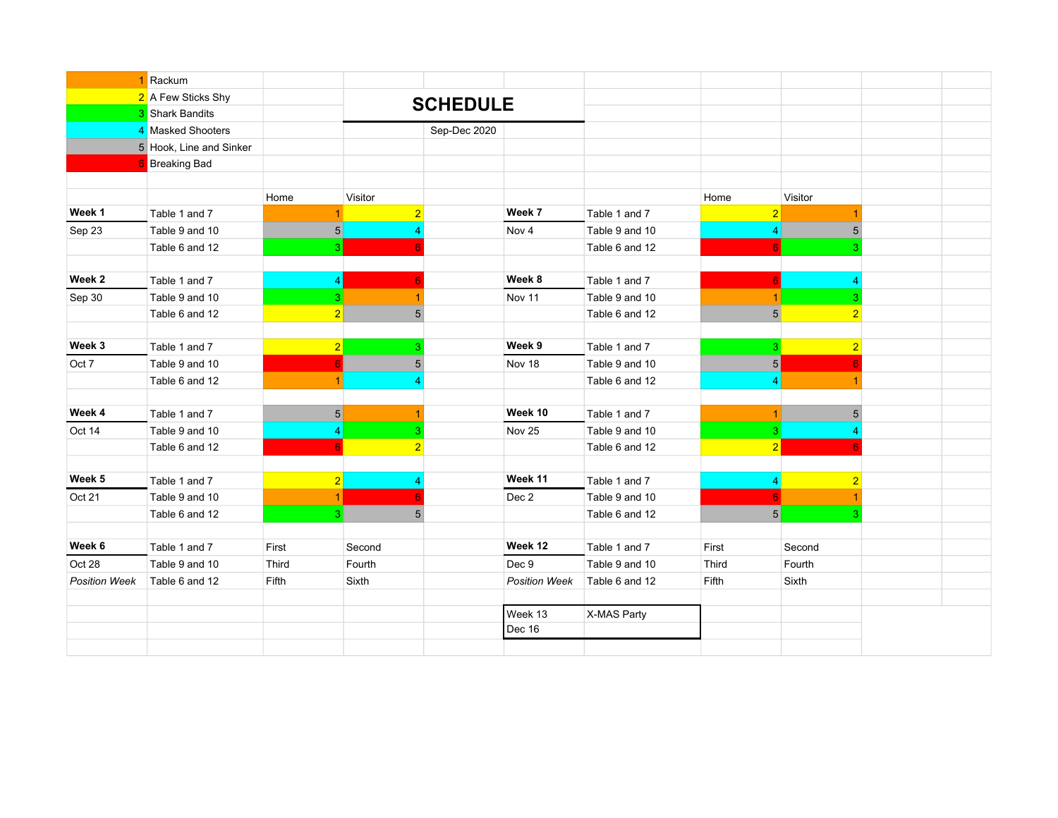# SCHEDULE

Sep-Dec 2020

| | |
|---|---|
| 1 | Rackum |
| 2 | A Few Sticks Shy |
| 3 | Shark Bandits |
| 4 | Masked Shooters |
| 5 | Hook, Line and Sinker |
| 6 | Breaking Bad |

| | | Home | Visitor |
|---|---|---|---|
| **Week 1** | Table 1 and 7 | 1 | 2 |
| Sep 23 | Table 9 and 10 | 5 | 4 |
| | Table 6 and 12 | 3 | 6 |
| **Week 2** | Table 1 and 7 | 4 | 6 |
| Sep 30 | Table 9 and 10 | 3 | 1 |
| | Table 6 and 12 | 2 | 5 |
| **Week 3** | Table 1 and 7 | 2 | 3 |
| Oct 7 | Table 9 and 10 | 6 | 5 |
| | Table 6 and 12 | 1 | 4 |
| **Week 4** | Table 1 and 7 | 5 | 1 |
| Oct 14 | Table 9 and 10 | 4 | 3 |
| | Table 6 and 12 | 6 | 2 |
| **Week 5** | Table 1 and 7 | 2 | 4 |
| Oct 21 | Table 9 and 10 | 1 | 6 |
| | Table 6 and 12 | 3 | 5 |
| **Week 6** | Table 1 and 7 | First | Second |
| Oct 28 | Table 9 and 10 | Third | Fourth |
| *Position Week* | Table 6 and 12 | Fifth | Sixth |

| | | Home | Visitor |
|---|---|---|---|
| **Week 7** | Table 1 and 7 | 2 | 1 |
| Nov 4 | Table 9 and 10 | 4 | 5 |
| | Table 6 and 12 | 6 | 3 |
| **Week 8** | Table 1 and 7 | 6 | 4 |
| Nov 11 | Table 9 and 10 | 1 | 3 |
| | Table 6 and 12 | 5 | 2 |
| **Week 9** | Table 1 and 7 | 3 | 2 |
| Nov 18 | Table 9 and 10 | 5 | 6 |
| | Table 6 and 12 | 4 | 1 |
| **Week 10** | Table 1 and 7 | 1 | 5 |
| Nov 25 | Table 9 and 10 | 3 | 4 |
| | Table 6 and 12 | 2 | 6 |
| **Week 11** | Table 1 and 7 | 4 | 2 |
| Dec 2 | Table 9 and 10 | 6 | 1 |
| | Table 6 and 12 | 5 | 3 |
| **Week 12** | Table 1 and 7 | First | Second |
| Dec 9 | Table 9 and 10 | Third | Fourth |
| *Position Week* | Table 6 and 12 | Fifth | Sixth |

| | |
|---|---|
| Week 13 | X-MAS Party |
| Dec 16 | |